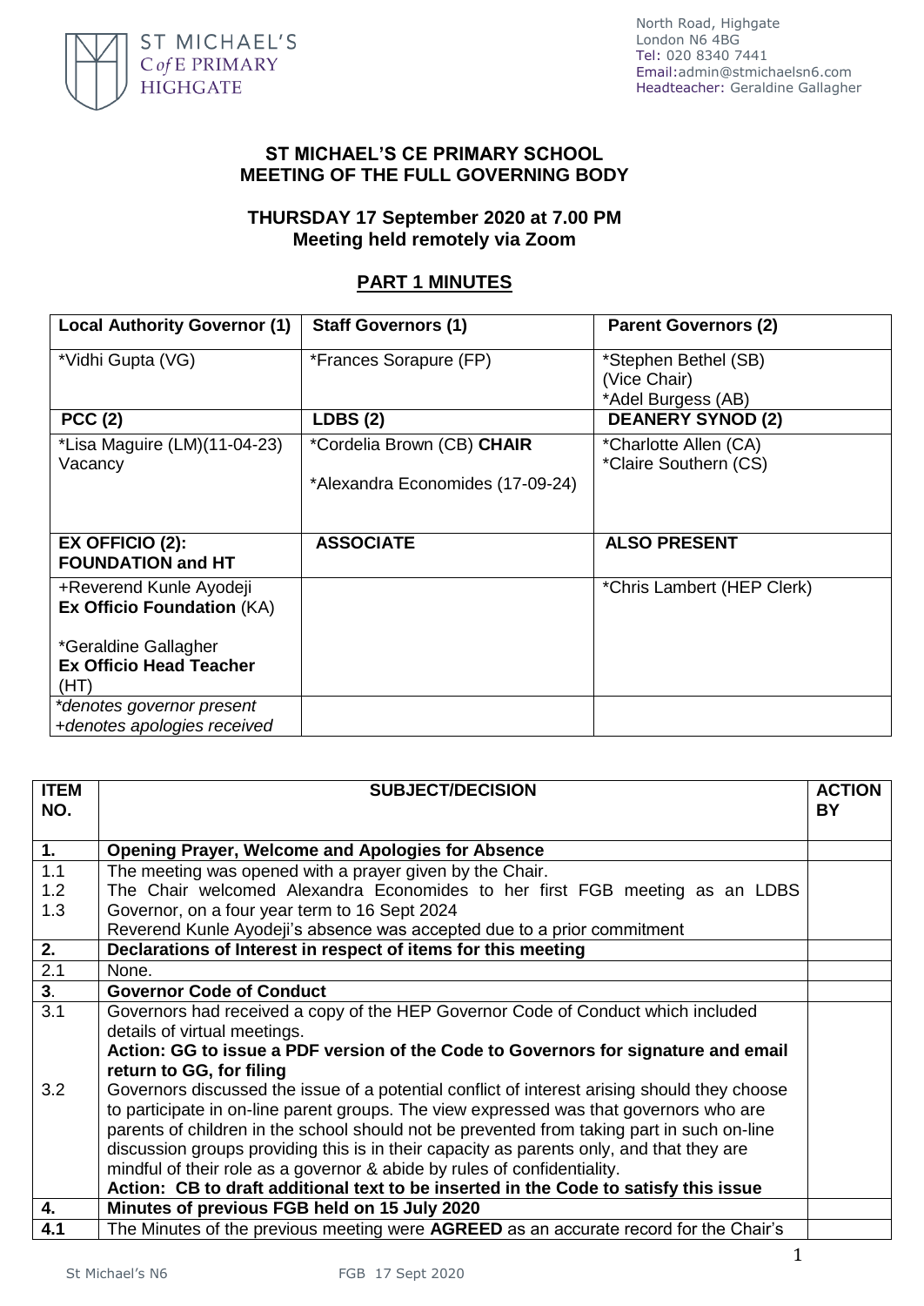ST MICHAEL'S C of E PRIMARY HIGHGATE

North Road, Highgate
London N6 4BG
Tel: 020 8340 7441
Email:admin@stmichaelsn6.com
Headteacher: Geraldine Gallagher

# ST MICHAEL'S CE PRIMARY SCHOOL
# MEETING OF THE FULL GOVERNING BODY

## THURSDAY 17 September 2020 at 7.00 PM
## Meeting held remotely via Zoom

## PART 1 MINUTES

| Local Authority Governor (1) | Staff Governors (1) | Parent Governors (2) |
|---|---|---|
| *Vidhi Gupta (VG) | *Frances Sorapure (FP) | *Stephen Bethel (SB) (Vice Chair)<br>*Adel Burgess (AB) |
| **PCC (2)** | **LDBS (2)** | **DEANERY SYNOD (2)** |
| *Lisa Maguire (LM)(11-04-23)<br>Vacancy | *Cordelia Brown (CB) **CHAIR**<br><br>*Alexandra Economides (17-09-24) | *Charlotte Allen (CA)<br>*Claire Southern (CS) |
| **EX OFFICIO (2): FOUNDATION and HT** | **ASSOCIATE** | **ALSO PRESENT** |
| +Reverend Kunle Ayodeji **Ex Officio Foundation** (KA)<br><br>*Geraldine Gallagher **Ex Officio Head Teacher** (HT) | | *Chris Lambert (HEP Clerk) |
| *\*denotes governor present*<br>*+denotes apologies received* | | |

| ITEM NO. | SUBJECT/DECISION | ACTION BY |
|---|---|---|
| **1.** | **Opening Prayer, Welcome and Apologies for Absence** | |
| 1.1 | The meeting was opened with a prayer given by the Chair. | |
| 1.2 | The Chair welcomed Alexandra Economides to her first FGB meeting as an LDBS Governor, on a four year term to 16 Sept 2024 | |
| 1.3 | Reverend Kunle Ayodeji's absence was accepted due to a prior commitment | |
| **2.** | **Declarations of Interest in respect of items for this meeting** | |
| 2.1 | None. | |
| **3**. | **Governor Code of Conduct** | |
| 3.1 | Governors had received a copy of the HEP Governor Code of Conduct which included details of virtual meetings.<br>**Action: GG to issue a PDF version of the Code to Governors for signature and email return to GG, for filing** | |
| 3.2 | Governors discussed the issue of a potential conflict of interest arising should they choose to participate in on-line parent groups. The view expressed was that governors who are parents of children in the school should not be prevented from taking part in such on-line discussion groups providing this is in their capacity as parents only, and that they are mindful of their role as a governor & abide by rules of confidentiality.<br>**Action: CB to draft additional text to be inserted in the Code to satisfy this issue** | |
| **4.** | **Minutes of previous FGB held on 15 July 2020** | |
| **4.1** | The Minutes of the previous meeting were **AGREED** as an accurate record for the Chair's | |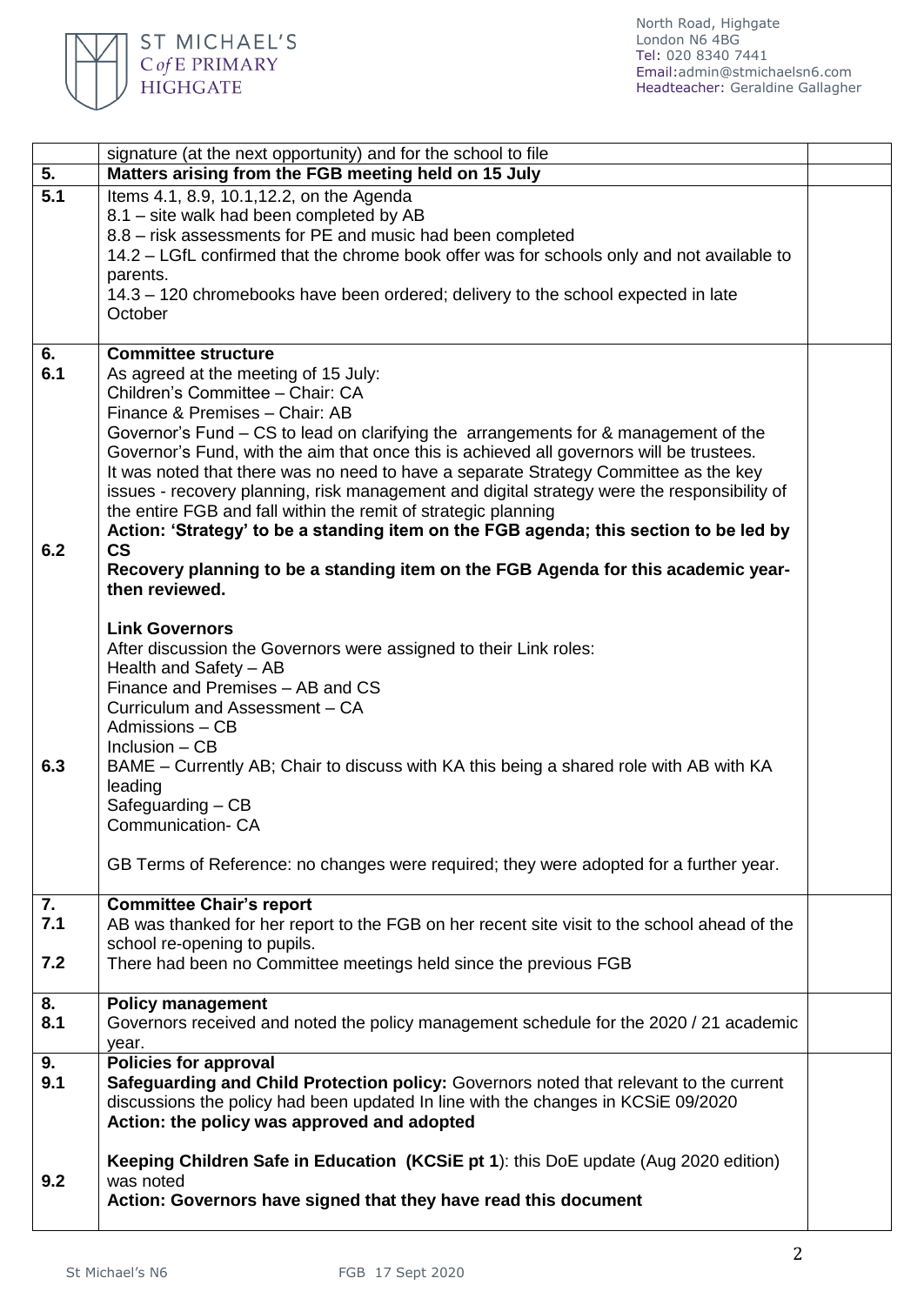| | | |
|---|---|---|
| | signature (at the next opportunity) and for the school to file | |
| **5.** | **Matters arising from the FGB meeting held on 15 July** | |
| **5.1** | Items 4.1, 8.9, 10.1,12.2, on the Agenda<br>8.1 – site walk had been completed by AB<br>8.8 – risk assessments for PE and music had been completed<br>14.2 – LGfL confirmed that the chrome book offer was for schools only and not available to parents.<br>14.3 – 120 chromebooks have been ordered; delivery to the school expected in late October | |
| **6.**<br>**6.1**<br><br><br><br><br><br><br><br><br>**6.2**<br><br><br><br><br><br><br><br><br><br><br>**6.3** | **Committee structure**<br>As agreed at the meeting of 15 July:<br>Children's Committee – Chair: CA<br>Finance & Premises – Chair: AB<br>Governor's Fund – CS to lead on clarifying the arrangements for & management of the Governor's Fund, with the aim that once this is achieved all governors will be trustees.<br>It was noted that there was no need to have a separate Strategy Committee as the key issues - recovery planning, risk management and digital strategy were the responsibility of the entire FGB and fall within the remit of strategic planning<br>**Action: 'Strategy' to be a standing item on the FGB agenda; this section to be led by CS**<br>**Recovery planning to be a standing item on the FGB Agenda for this academic year- then reviewed.**<br><br>**Link Governors**<br>After discussion the Governors were assigned to their Link roles:<br>Health and Safety – AB<br>Finance and Premises – AB and CS<br>Curriculum and Assessment – CA<br>Admissions – CB<br>Inclusion – CB<br>BAME – Currently AB; Chair to discuss with KA this being a shared role with AB with KA leading<br>Safeguarding – CB<br>Communication- CA<br><br>GB Terms of Reference: no changes were required; they were adopted for a further year. | |
| **7.**<br>**7.1**<br><br>**7.2** | **Committee Chair's report**<br>AB was thanked for her report to the FGB on her recent site visit to the school ahead of the school re-opening to pupils.<br>There had been no Committee meetings held since the previous FGB | |
| **8.**<br>**8.1** | **Policy management**<br>Governors received and noted the policy management schedule for the 2020 / 21 academic year. | |
| **9.**<br>**9.1**<br><br><br><br><br>**9.2** | **Policies for approval**<br>**Safeguarding and Child Protection policy:** Governors noted that relevant to the current discussions the policy had been updated In line with the changes in KCSiE 09/2020<br>**Action: the policy was approved and adopted**<br><br>**Keeping Children Safe in Education (KCSiE pt 1**): this DoE update (Aug 2020 edition) was noted<br>**Action: Governors have signed that they have read this document** | |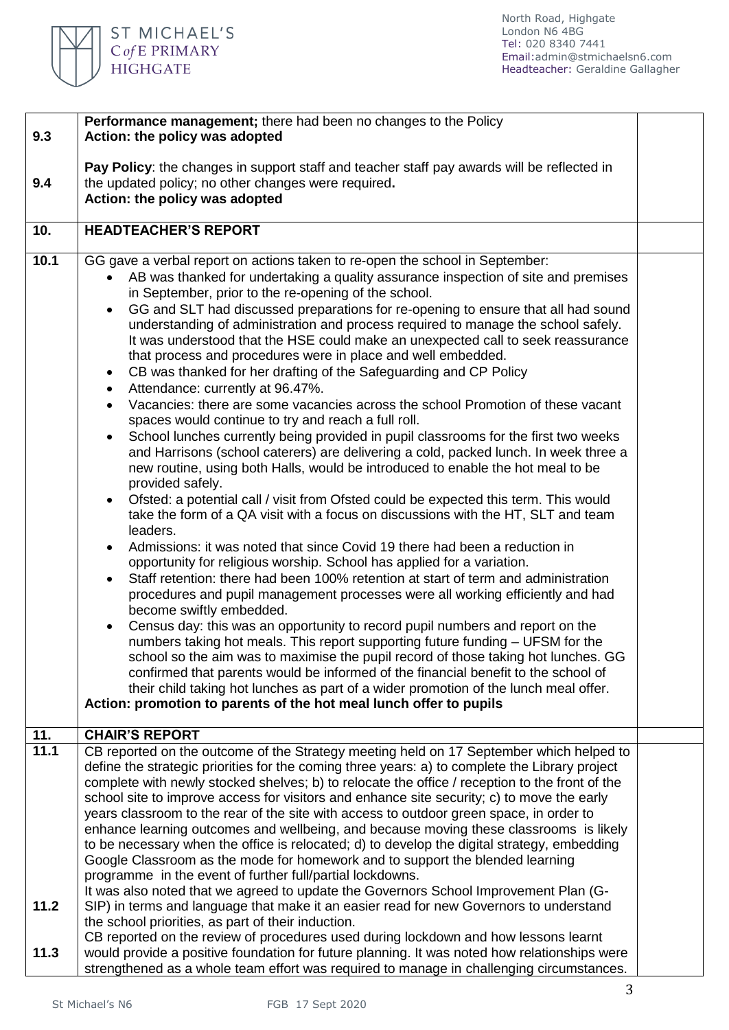| | | |
|---|---|---|
| 9.3 | **Performance management;** there had been no changes to the Policy<br>**Action: the policy was adopted** | |
| 9.4 | **Pay Policy**: the changes in support staff and teacher staff pay awards will be reflected in the updated policy; no other changes were required**.**<br>**Action: the policy was adopted** | |
| **10.** | **HEADTEACHER'S REPORT** | |
| **10.1** | GG gave a verbal report on actions taken to re-open the school in September:<br>• AB was thanked for undertaking a quality assurance inspection of site and premises in September, prior to the re-opening of the school.<br>• GG and SLT had discussed preparations for re-opening to ensure that all had sound understanding of administration and process required to manage the school safely. It was understood that the HSE could make an unexpected call to seek reassurance that process and procedures were in place and well embedded.<br>• CB was thanked for her drafting of the Safeguarding and CP Policy<br>• Attendance: currently at 96.47%.<br>• Vacancies: there are some vacancies across the school Promotion of these vacant spaces would continue to try and reach a full roll.<br>• School lunches currently being provided in pupil classrooms for the first two weeks and Harrisons (school caterers) are delivering a cold, packed lunch. In week three a new routine, using both Halls, would be introduced to enable the hot meal to be provided safely.<br>• Ofsted: a potential call / visit from Ofsted could be expected this term. This would take the form of a QA visit with a focus on discussions with the HT, SLT and team leaders.<br>• Admissions: it was noted that since Covid 19 there had been a reduction in opportunity for religious worship. School has applied for a variation.<br>• Staff retention: there had been 100% retention at start of term and administration procedures and pupil management processes were all working efficiently and had become swiftly embedded.<br>• Census day: this was an opportunity to record pupil numbers and report on the numbers taking hot meals. This report supporting future funding – UFSM for the school so the aim was to maximise the pupil record of those taking hot lunches. GG confirmed that parents would be informed of the financial benefit to the school of their child taking hot lunches as part of a wider promotion of the lunch meal offer.<br>**Action: promotion to parents of the hot meal lunch offer to pupils** | |
| **11.** | **CHAIR'S REPORT** | |
| **11.1** | CB reported on the outcome of the Strategy meeting held on 17 September which helped to define the strategic priorities for the coming three years: a) to complete the Library project complete with newly stocked shelves; b) to relocate the office / reception to the front of the school site to improve access for visitors and enhance site security; c) to move the early years classroom to the rear of the site with access to outdoor green space, in order to enhance learning outcomes and wellbeing, and because moving these classrooms is likely to be necessary when the office is relocated; d) to develop the digital strategy, embedding Google Classroom as the mode for homework and to support the blended learning programme in the event of further full/partial lockdowns. | |
| 11.2 | It was also noted that we agreed to update the Governors School Improvement Plan (G-SIP) in terms and language that make it an easier read for new Governors to understand the school priorities, as part of their induction. | |
| 11.3 | CB reported on the review of procedures used during lockdown and how lessons learnt would provide a positive foundation for future planning. It was noted how relationships were strengthened as a whole team effort was required to manage in challenging circumstances. | |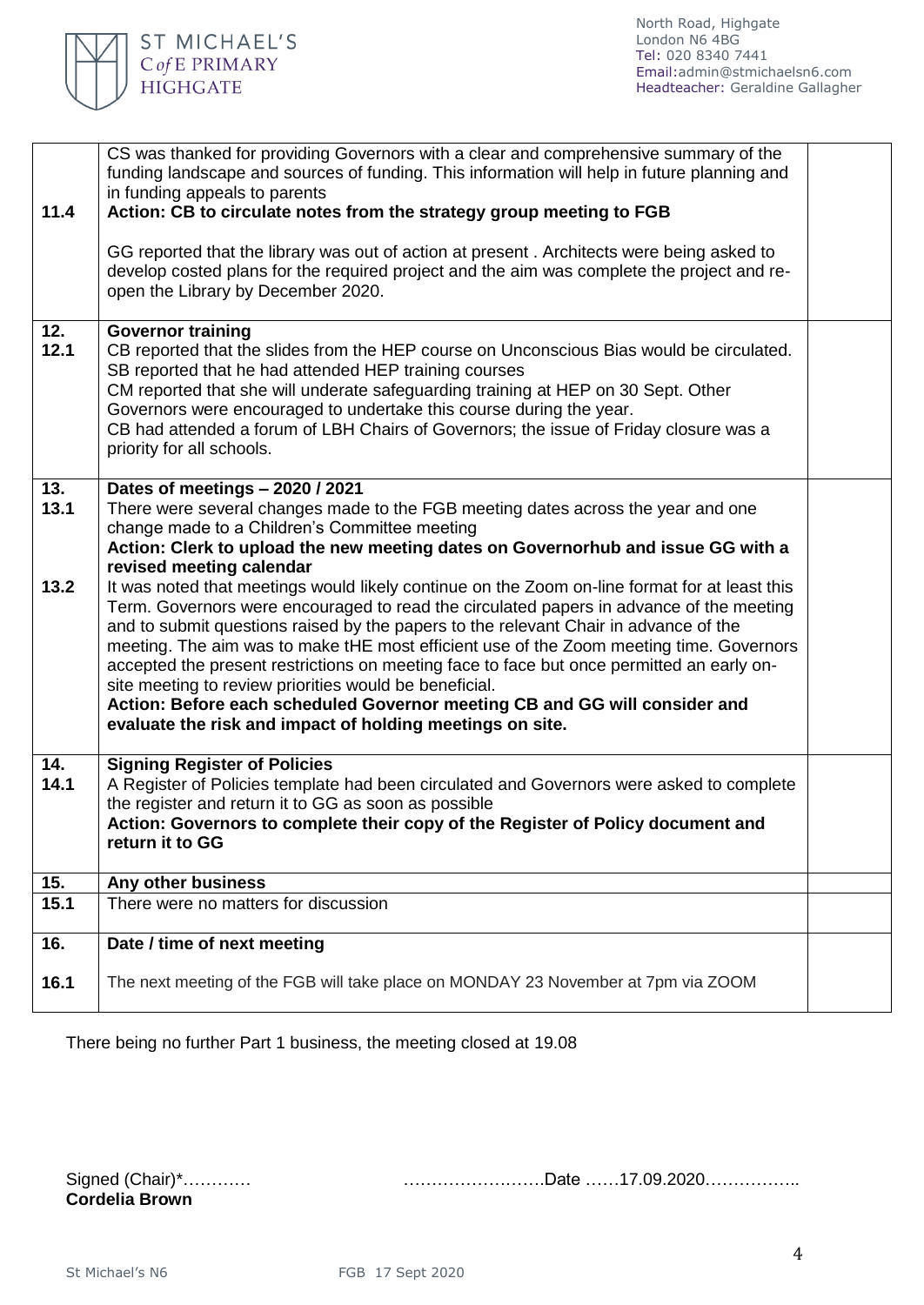| | | |
|---|---|---|
| 11.4 | CS was thanked for providing Governors with a clear and comprehensive summary of the funding landscape and sources of funding. This information will help in future planning and in funding appeals to parents<br>**Action: CB to circulate notes from the strategy group meeting to FGB**<br><br>GG reported that the library was out of action at present . Architects were being asked to develop costed plans for the required project and the aim was complete the project and re-open the Library by December 2020. | |
| 12.<br>12.1 | **Governor training**<br>CB reported that the slides from the HEP course on Unconscious Bias would be circulated.<br>SB reported that he had attended HEP training courses<br>CM reported that she will underate safeguarding training at HEP on 30 Sept. Other Governors were encouraged to undertake this course during the year.<br>CB had attended a forum of LBH Chairs of Governors; the issue of Friday closure was a priority for all schools. | |
| 13.<br>13.1<br><br><br><br>13.2 | **Dates of meetings – 2020 / 2021**<br>There were several changes made to the FGB meeting dates across the year and one change made to a Children's Committee meeting<br>**Action: Clerk to upload the new meeting dates on Governorhub and issue GG with a revised meeting calendar**<br>It was noted that meetings would likely continue on the Zoom on-line format for at least this Term. Governors were encouraged to read the circulated papers in advance of the meeting and to submit questions raised by the papers to the relevant Chair in advance of the meeting. The aim was to make tHE most efficient use of the Zoom meeting time. Governors accepted the present restrictions on meeting face to face but once permitted an early on-site meeting to review priorities would be beneficial.<br>**Action: Before each scheduled Governor meeting CB and GG will consider and evaluate the risk and impact of holding meetings on site.** | |
| 14.<br>14.1 | **Signing Register of Policies**<br>A Register of Policies template had been circulated and Governors were asked to complete the register and return it to GG as soon as possible<br>**Action: Governors to complete their copy of the Register of Policy document and return it to GG** | |
| 15. | **Any other business** | |
| 15.1 | There were no matters for discussion | |
| 16.<br><br>16.1 | **Date / time of next meeting**<br><br>The next meeting of the FGB will take place on MONDAY 23 November at 7pm via ZOOM | |

There being no further Part 1 business, the meeting closed at 19.08

Signed (Chair)*………… …………………….Date ……17.09.2020……………..
**Cordelia Brown**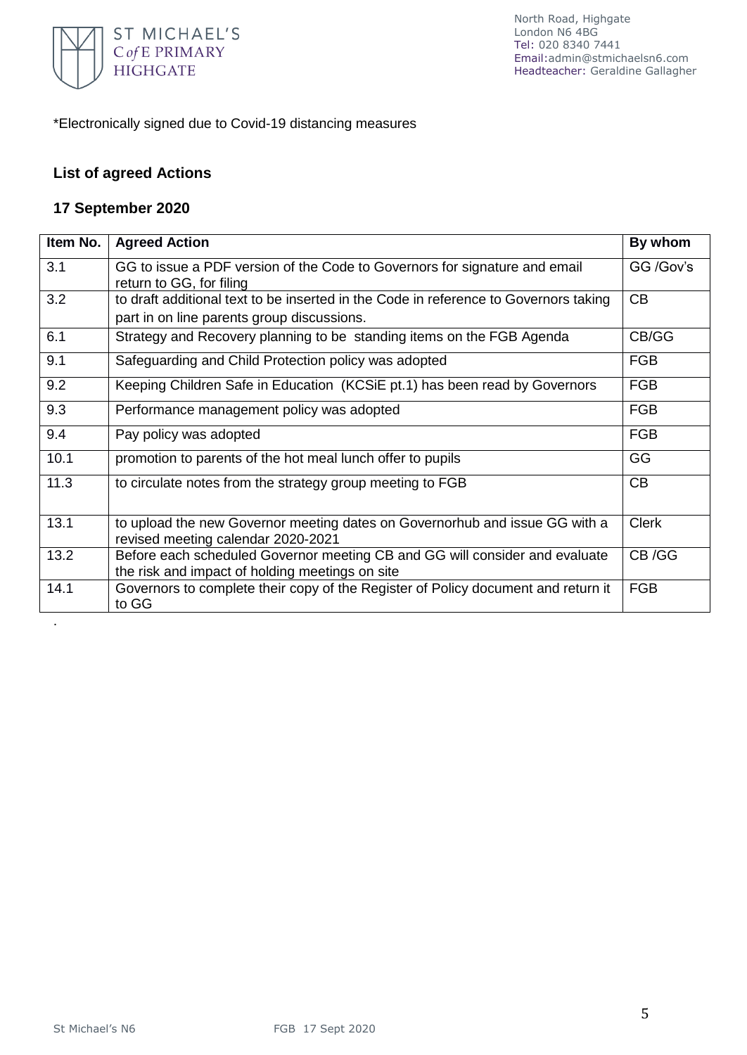*Electronically signed due to Covid-19 distancing measures

## List of agreed Actions

## 17 September 2020

| Item No. | Agreed Action | By whom |
|---|---|---|
| 3.1 | GG to issue a PDF version of the Code to Governors for signature and email return to GG, for filing | GG /Gov's |
| 3.2 | to draft additional text to be inserted in the Code in reference to Governors taking part in on line parents group discussions. | CB |
| 6.1 | Strategy and Recovery planning to be standing items on the FGB Agenda | CB/GG |
| 9.1 | Safeguarding and Child Protection policy was adopted | FGB |
| 9.2 | Keeping Children Safe in Education (KCSiE pt.1) has been read by Governors | FGB |
| 9.3 | Performance management policy was adopted | FGB |
| 9.4 | Pay policy was adopted | FGB |
| 10.1 | promotion to parents of the hot meal lunch offer to pupils | GG |
| 11.3 | to circulate notes from the strategy group meeting to FGB | CB |
| 13.1 | to upload the new Governor meeting dates on Governorhub and issue GG with a revised meeting calendar 2020-2021 | Clerk |
| 13.2 | Before each scheduled Governor meeting CB and GG will consider and evaluate the risk and impact of holding meetings on site | CB /GG |
| 14.1 | Governors to complete their copy of the Register of Policy document and return it to GG | FGB |